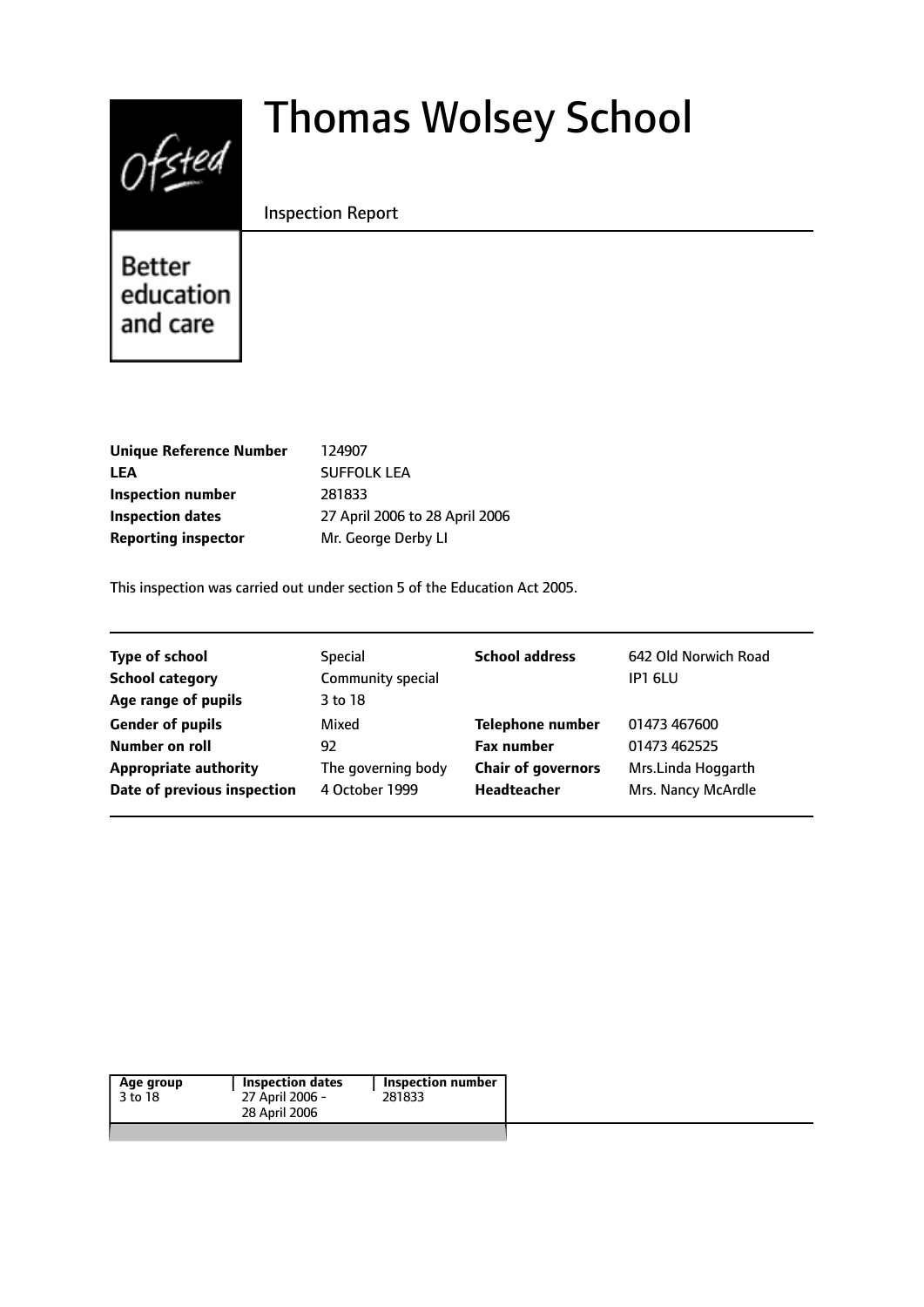# Thomas Wolsey School

Inspection Report

Better education and care

| | |
|---|---|
| **Unique Reference Number** | 124907 |
| **LEA** | SUFFOLK LEA |
| **Inspection number** | 281833 |
| **Inspection dates** | 27 April 2006 to 28 April 2006 |
| **Reporting inspector** | Mr. George Derby LI |

This inspection was carried out under section 5 of the Education Act 2005.

| | | | |
|---|---|---|---|
| **Type of school** | Special | **School address** | 642 Old Norwich Road |
| **School category** | Community special | | IP1 6LU |
| **Age range of pupils** | 3 to 18 | | |
| **Gender of pupils** | Mixed | **Telephone number** | 01473 467600 |
| **Number on roll** | 92 | **Fax number** | 01473 462525 |
| **Appropriate authority** | The governing body | **Chair of governors** | Mrs.Linda Hoggarth |
| **Date of previous inspection** | 4 October 1999 | **Headteacher** | Mrs. Nancy McArdle |

| Age group | Inspection dates | Inspection number |
|---|---|---|
| 3 to 18 | 27 April 2006 - 28 April 2006 | 281833 |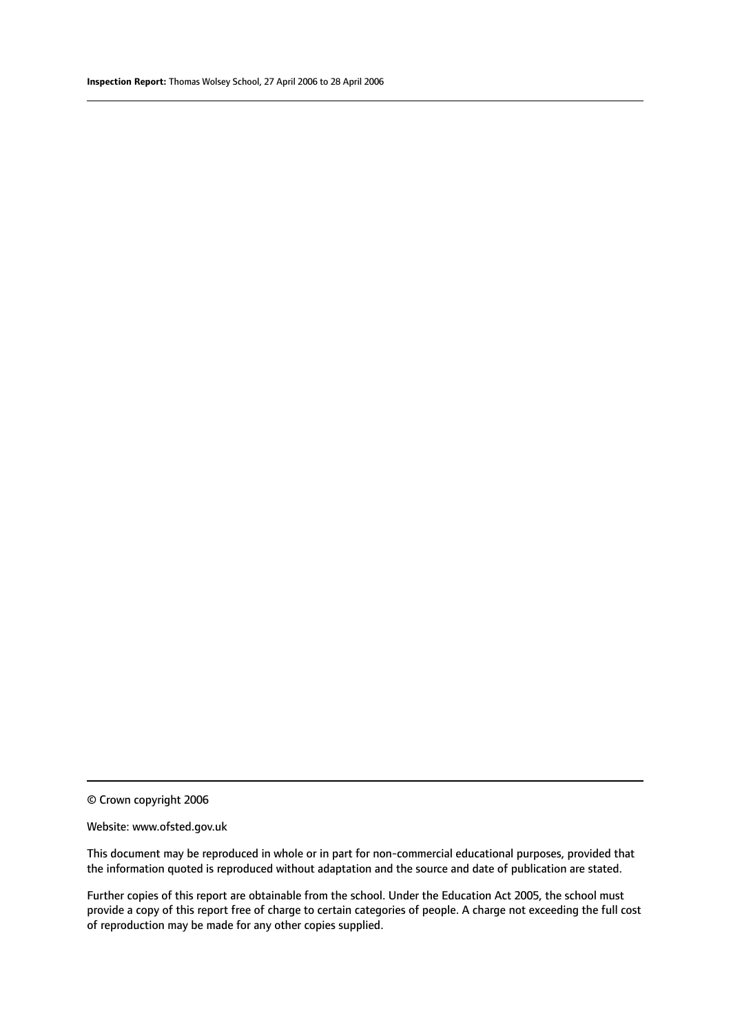© Crown copyright 2006

Website: www.ofsted.gov.uk

This document may be reproduced in whole or in part for non-commercial educational purposes, provided that the information quoted is reproduced without adaptation and the source and date of publication are stated.

Further copies of this report are obtainable from the school. Under the Education Act 2005, the school must provide a copy of this report free of charge to certain categories of people. A charge not exceeding the full cost of reproduction may be made for any other copies supplied.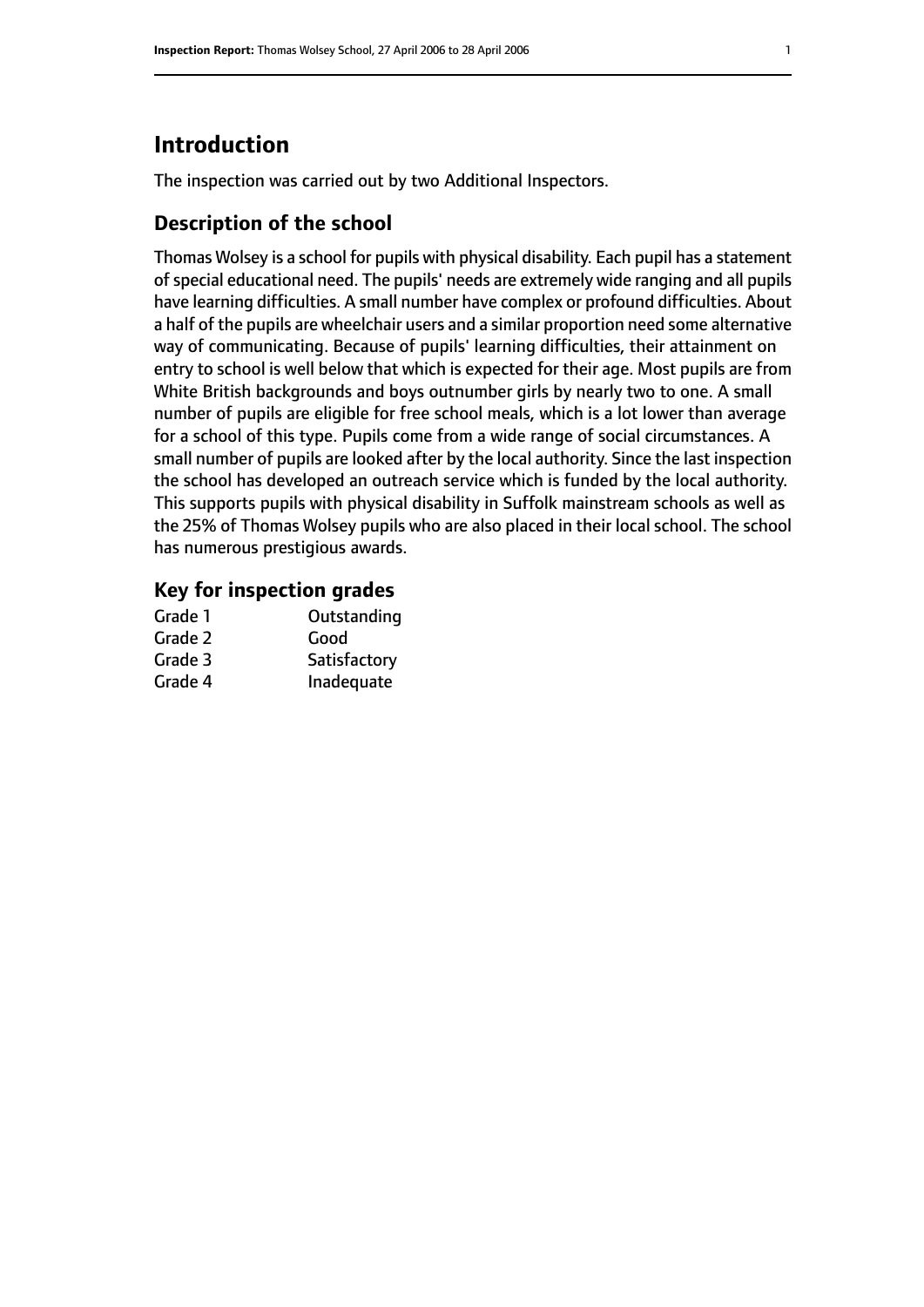# Introduction

The inspection was carried out by two Additional Inspectors.

## Description of the school

Thomas Wolsey is a school for pupils with physical disability. Each pupil has a statement of special educational need. The pupils' needs are extremely wide ranging and all pupils have learning difficulties. A small number have complex or profound difficulties. About a half of the pupils are wheelchair users and a similar proportion need some alternative way of communicating. Because of pupils' learning difficulties, their attainment on entry to school is well below that which is expected for their age. Most pupils are from White British backgrounds and boys outnumber girls by nearly two to one. A small number of pupils are eligible for free school meals, which is a lot lower than average for a school of this type. Pupils come from a wide range of social circumstances. A small number of pupils are looked after by the local authority. Since the last inspection the school has developed an outreach service which is funded by the local authority. This supports pupils with physical disability in Suffolk mainstream schools as well as the 25% of Thomas Wolsey pupils who are also placed in their local school. The school has numerous prestigious awards.

## Key for inspection grades

| | |
|---|---|
| Grade 1 | Outstanding |
| Grade 2 | Good |
| Grade 3 | Satisfactory |
| Grade 4 | Inadequate |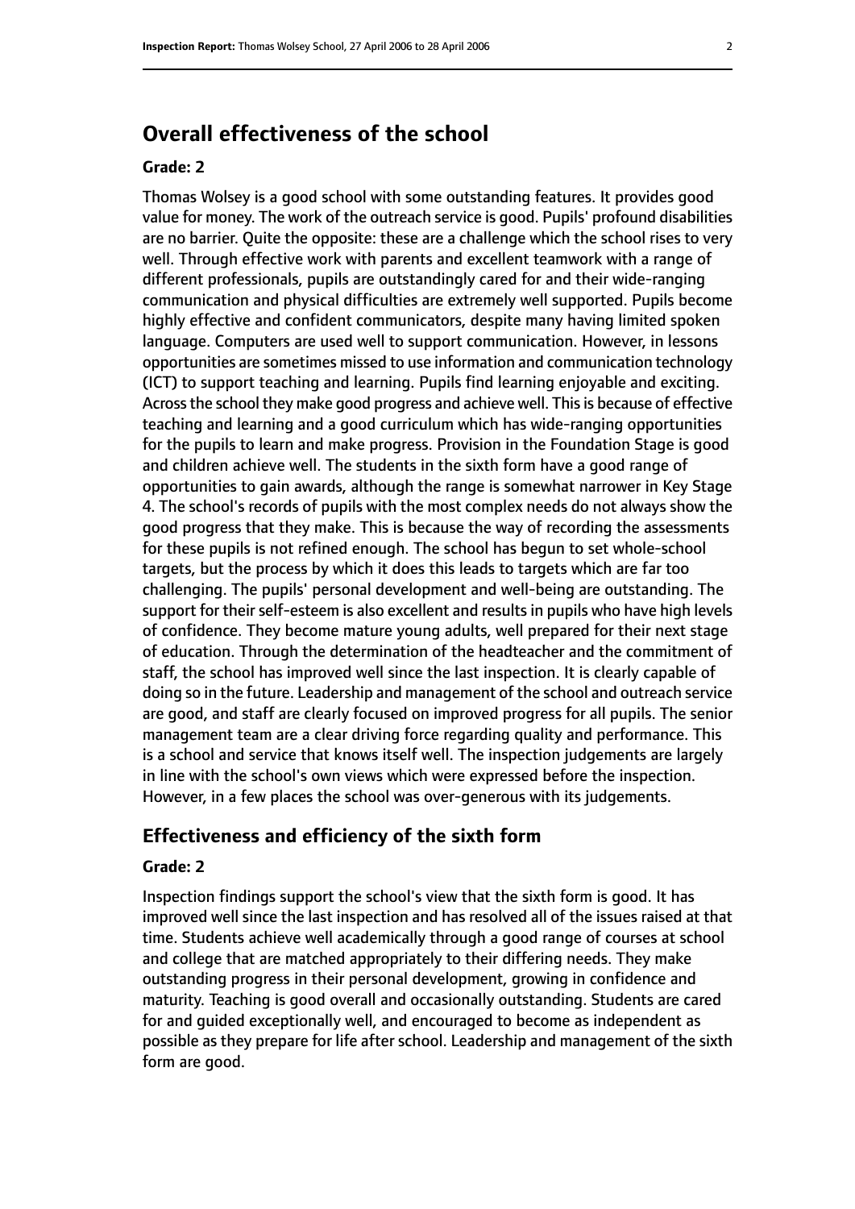## Overall effectiveness of the school

### Grade: 2

Thomas Wolsey is a good school with some outstanding features. It provides good value for money. The work of the outreach service is good. Pupils' profound disabilities are no barrier. Quite the opposite: these are a challenge which the school rises to very well. Through effective work with parents and excellent teamwork with a range of different professionals, pupils are outstandingly cared for and their wide-ranging communication and physical difficulties are extremely well supported. Pupils become highly effective and confident communicators, despite many having limited spoken language. Computers are used well to support communication. However, in lessons opportunities are sometimes missed to use information and communication technology (ICT) to support teaching and learning. Pupils find learning enjoyable and exciting. Across the school they make good progress and achieve well. This is because of effective teaching and learning and a good curriculum which has wide-ranging opportunities for the pupils to learn and make progress. Provision in the Foundation Stage is good and children achieve well. The students in the sixth form have a good range of opportunities to gain awards, although the range is somewhat narrower in Key Stage 4. The school's records of pupils with the most complex needs do not always show the good progress that they make. This is because the way of recording the assessments for these pupils is not refined enough. The school has begun to set whole-school targets, but the process by which it does this leads to targets which are far too challenging. The pupils' personal development and well-being are outstanding. The support for their self-esteem is also excellent and results in pupils who have high levels of confidence. They become mature young adults, well prepared for their next stage of education. Through the determination of the headteacher and the commitment of staff, the school has improved well since the last inspection. It is clearly capable of doing so in the future. Leadership and management of the school and outreach service are good, and staff are clearly focused on improved progress for all pupils. The senior management team are a clear driving force regarding quality and performance. This is a school and service that knows itself well. The inspection judgements are largely in line with the school's own views which were expressed before the inspection. However, in a few places the school was over-generous with its judgements.

## Effectiveness and efficiency of the sixth form

### Grade: 2

Inspection findings support the school's view that the sixth form is good. It has improved well since the last inspection and has resolved all of the issues raised at that time. Students achieve well academically through a good range of courses at school and college that are matched appropriately to their differing needs. They make outstanding progress in their personal development, growing in confidence and maturity. Teaching is good overall and occasionally outstanding. Students are cared for and guided exceptionally well, and encouraged to become as independent as possible as they prepare for life after school. Leadership and management of the sixth form are good.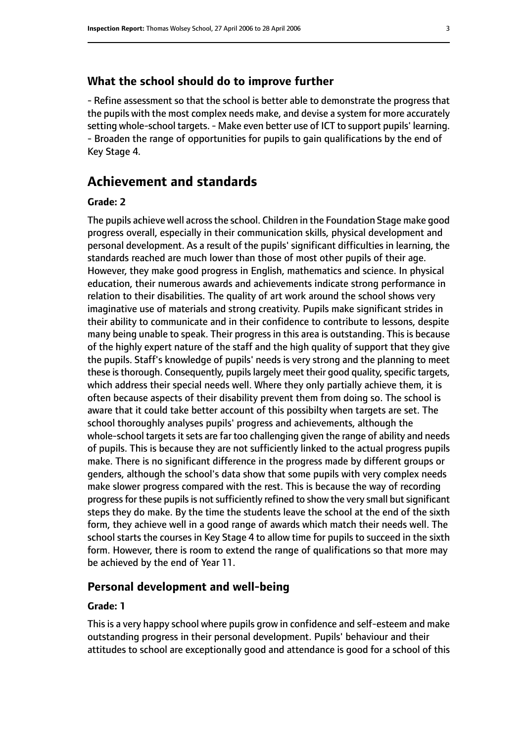### What the school should do to improve further

- Refine assessment so that the school is better able to demonstrate the progress that the pupils with the most complex needs make, and devise a system for more accurately setting whole-school targets. - Make even better use of ICT to support pupils' learning. - Broaden the range of opportunities for pupils to gain qualifications by the end of Key Stage 4.

## Achievement and standards

#### Grade: 2

The pupils achieve well across the school. Children in the Foundation Stage make good progress overall, especially in their communication skills, physical development and personal development. As a result of the pupils' significant difficulties in learning, the standards reached are much lower than those of most other pupils of their age. However, they make good progress in English, mathematics and science. In physical education, their numerous awards and achievements indicate strong performance in relation to their disabilities. The quality of art work around the school shows very imaginative use of materials and strong creativity. Pupils make significant strides in their ability to communicate and in their confidence to contribute to lessons, despite many being unable to speak. Their progress in this area is outstanding. This is because of the highly expert nature of the staff and the high quality of support that they give the pupils. Staff's knowledge of pupils' needs is very strong and the planning to meet these is thorough. Consequently, pupils largely meet their good quality, specific targets, which address their special needs well. Where they only partially achieve them, it is often because aspects of their disability prevent them from doing so. The school is aware that it could take better account of this possibilty when targets are set. The school thoroughly analyses pupils' progress and achievements, although the whole-school targets it sets are far too challenging given the range of ability and needs of pupils. This is because they are not sufficiently linked to the actual progress pupils make. There is no significant difference in the progress made by different groups or genders, although the school's data show that some pupils with very complex needs make slower progress compared with the rest. This is because the way of recording progress for these pupils is not sufficiently refined to show the very small but significant steps they do make. By the time the students leave the school at the end of the sixth form, they achieve well in a good range of awards which match their needs well. The school starts the courses in Key Stage 4 to allow time for pupils to succeed in the sixth form. However, there is room to extend the range of qualifications so that more may be achieved by the end of Year 11.

### Personal development and well-being

#### Grade: 1

This is a very happy school where pupils grow in confidence and self-esteem and make outstanding progress in their personal development. Pupils' behaviour and their attitudes to school are exceptionally good and attendance is good for a school of this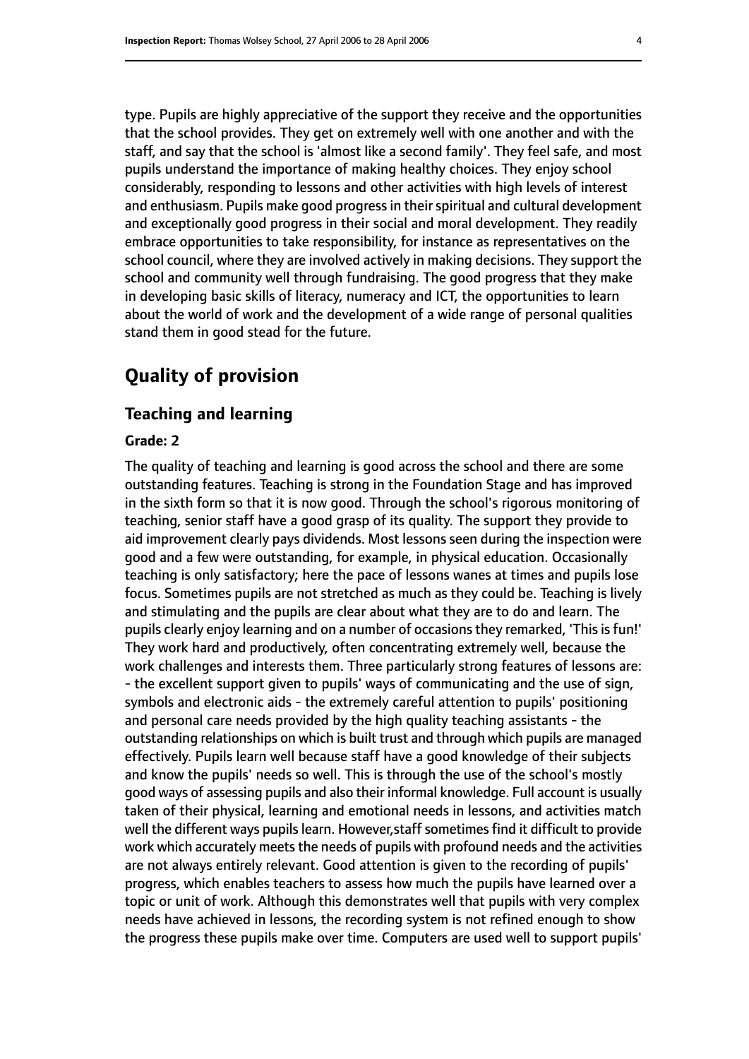type. Pupils are highly appreciative of the support they receive and the opportunities that the school provides. They get on extremely well with one another and with the staff, and say that the school is 'almost like a second family'. They feel safe, and most pupils understand the importance of making healthy choices. They enjoy school considerably, responding to lessons and other activities with high levels of interest and enthusiasm. Pupils make good progress in their spiritual and cultural development and exceptionally good progress in their social and moral development. They readily embrace opportunities to take responsibility, for instance as representatives on the school council, where they are involved actively in making decisions. They support the school and community well through fundraising. The good progress that they make in developing basic skills of literacy, numeracy and ICT, the opportunities to learn about the world of work and the development of a wide range of personal qualities stand them in good stead for the future.

# Quality of provision

## Teaching and learning

### Grade: 2

The quality of teaching and learning is good across the school and there are some outstanding features. Teaching is strong in the Foundation Stage and has improved in the sixth form so that it is now good. Through the school's rigorous monitoring of teaching, senior staff have a good grasp of its quality. The support they provide to aid improvement clearly pays dividends. Most lessons seen during the inspection were good and a few were outstanding, for example, in physical education. Occasionally teaching is only satisfactory; here the pace of lessons wanes at times and pupils lose focus. Sometimes pupils are not stretched as much as they could be. Teaching is lively and stimulating and the pupils are clear about what they are to do and learn. The pupils clearly enjoy learning and on a number of occasions they remarked, 'This is fun!' They work hard and productively, often concentrating extremely well, because the work challenges and interests them. Three particularly strong features of lessons are:

- the excellent support given to pupils' ways of communicating and the use of sign, symbols and electronic aids
- the extremely careful attention to pupils' positioning and personal care needs provided by the high quality teaching assistants
- the outstanding relationships on which is built trust and through which pupils are managed effectively.

Pupils learn well because staff have a good knowledge of their subjects and know the pupils' needs so well. This is through the use of the school's mostly good ways of assessing pupils and also their informal knowledge. Full account is usually taken of their physical, learning and emotional needs in lessons, and activities match well the different ways pupils learn. However,staff sometimes find it difficult to provide work which accurately meets the needs of pupils with profound needs and the activities are not always entirely relevant. Good attention is given to the recording of pupils' progress, which enables teachers to assess how much the pupils have learned over a topic or unit of work. Although this demonstrates well that pupils with very complex needs have achieved in lessons, the recording system is not refined enough to show the progress these pupils make over time. Computers are used well to support pupils'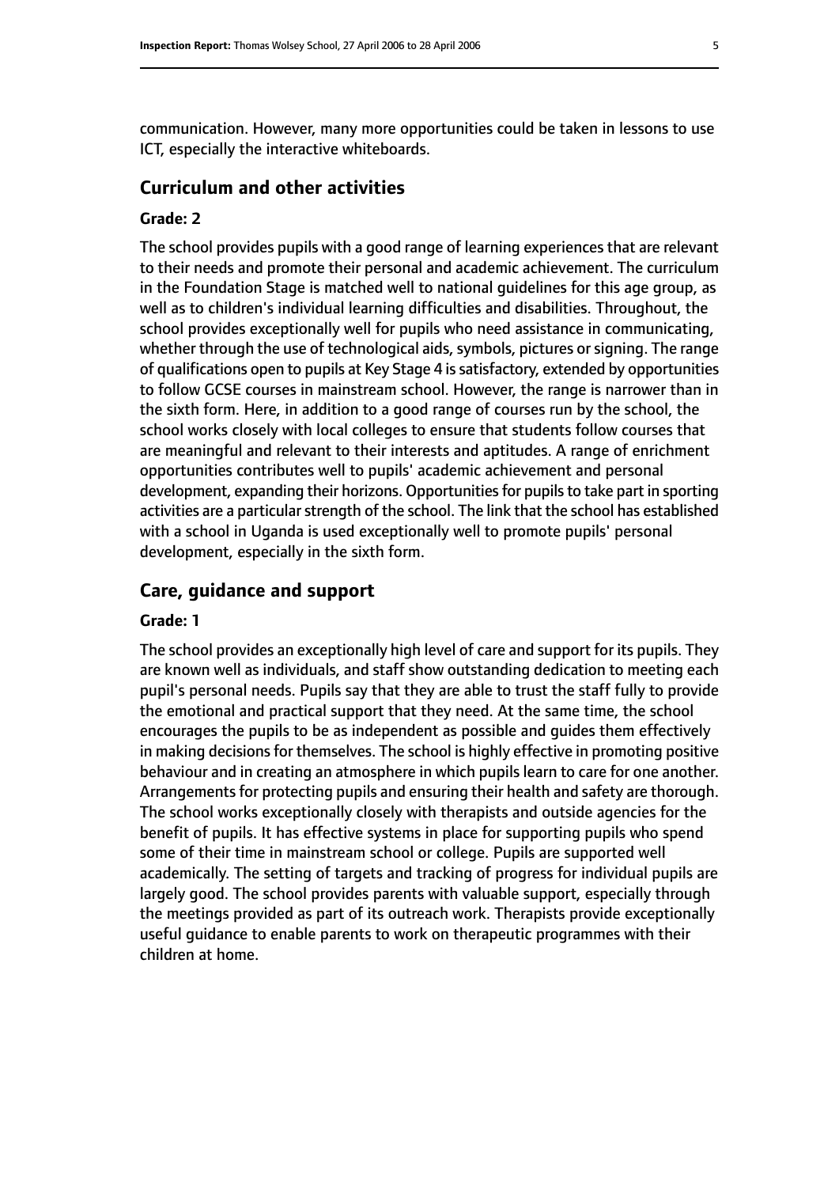communication. However, many more opportunities could be taken in lessons to use ICT, especially the interactive whiteboards.

## Curriculum and other activities

### Grade: 2

The school provides pupils with a good range of learning experiences that are relevant to their needs and promote their personal and academic achievement. The curriculum in the Foundation Stage is matched well to national guidelines for this age group, as well as to children's individual learning difficulties and disabilities. Throughout, the school provides exceptionally well for pupils who need assistance in communicating, whether through the use of technological aids, symbols, pictures or signing. The range of qualifications open to pupils at Key Stage 4 is satisfactory, extended by opportunities to follow GCSE courses in mainstream school. However, the range is narrower than in the sixth form. Here, in addition to a good range of courses run by the school, the school works closely with local colleges to ensure that students follow courses that are meaningful and relevant to their interests and aptitudes. A range of enrichment opportunities contributes well to pupils' academic achievement and personal development, expanding their horizons. Opportunities for pupils to take part in sporting activities are a particular strength of the school. The link that the school has established with a school in Uganda is used exceptionally well to promote pupils' personal development, especially in the sixth form.

## Care, guidance and support

### Grade: 1

The school provides an exceptionally high level of care and support for its pupils. They are known well as individuals, and staff show outstanding dedication to meeting each pupil's personal needs. Pupils say that they are able to trust the staff fully to provide the emotional and practical support that they need. At the same time, the school encourages the pupils to be as independent as possible and guides them effectively in making decisions for themselves. The school is highly effective in promoting positive behaviour and in creating an atmosphere in which pupils learn to care for one another. Arrangements for protecting pupils and ensuring their health and safety are thorough. The school works exceptionally closely with therapists and outside agencies for the benefit of pupils. It has effective systems in place for supporting pupils who spend some of their time in mainstream school or college. Pupils are supported well academically. The setting of targets and tracking of progress for individual pupils are largely good. The school provides parents with valuable support, especially through the meetings provided as part of its outreach work. Therapists provide exceptionally useful guidance to enable parents to work on therapeutic programmes with their children at home.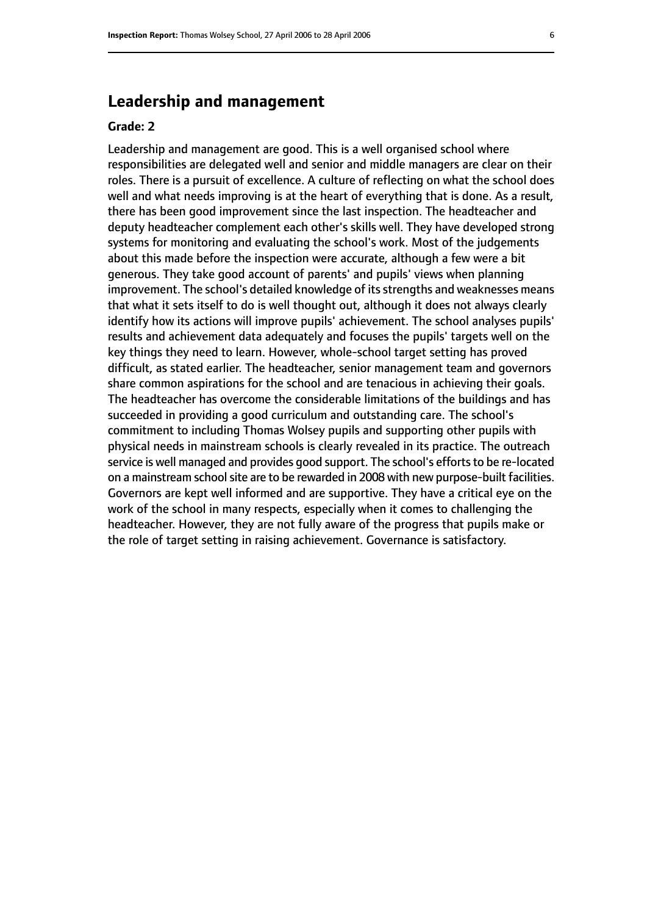## Leadership and management

**Grade: 2**

Leadership and management are good. This is a well organised school where responsibilities are delegated well and senior and middle managers are clear on their roles. There is a pursuit of excellence. A culture of reflecting on what the school does well and what needs improving is at the heart of everything that is done. As a result, there has been good improvement since the last inspection. The headteacher and deputy headteacher complement each other's skills well. They have developed strong systems for monitoring and evaluating the school's work. Most of the judgements about this made before the inspection were accurate, although a few were a bit generous. They take good account of parents' and pupils' views when planning improvement. The school's detailed knowledge of its strengths and weaknesses means that what it sets itself to do is well thought out, although it does not always clearly identify how its actions will improve pupils' achievement. The school analyses pupils' results and achievement data adequately and focuses the pupils' targets well on the key things they need to learn. However, whole-school target setting has proved difficult, as stated earlier. The headteacher, senior management team and governors share common aspirations for the school and are tenacious in achieving their goals. The headteacher has overcome the considerable limitations of the buildings and has succeeded in providing a good curriculum and outstanding care. The school's commitment to including Thomas Wolsey pupils and supporting other pupils with physical needs in mainstream schools is clearly revealed in its practice. The outreach service is well managed and provides good support. The school's efforts to be re-located on a mainstream school site are to be rewarded in 2008 with new purpose-built facilities. Governors are kept well informed and are supportive. They have a critical eye on the work of the school in many respects, especially when it comes to challenging the headteacher. However, they are not fully aware of the progress that pupils make or the role of target setting in raising achievement. Governance is satisfactory.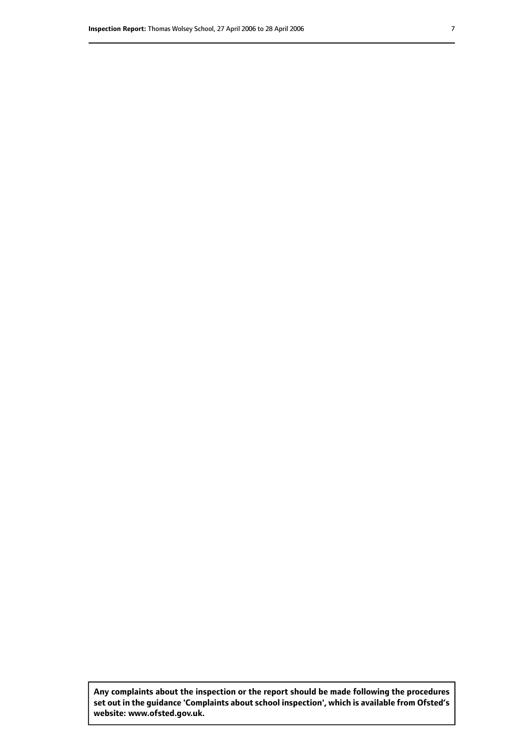**Any complaints about the inspection or the report should be made following the procedures set out in the guidance 'Complaints about school inspection', which is available from Ofsted's website: www.ofsted.gov.uk.**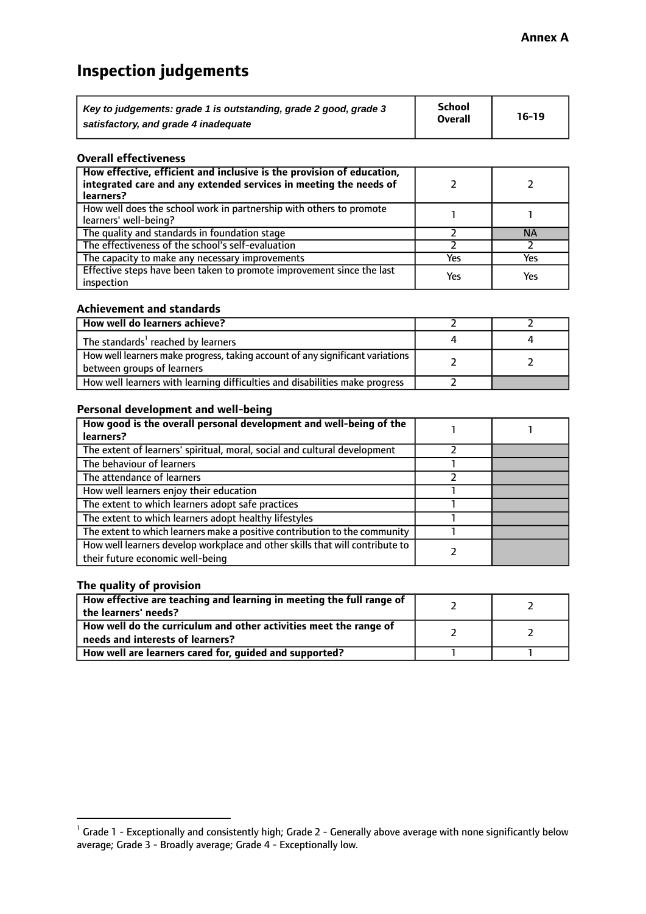**Annex A**

# Inspection judgements

| *Key to judgements: grade 1 is outstanding, grade 2 good, grade 3 satisfactory, and grade 4 inadequate* | **School Overall** | **16-19** |
|---|---|---|

### Overall effectiveness

| | | |
|---|---|---|
| **How effective, efficient and inclusive is the provision of education, integrated care and any extended services in meeting the needs of learners?** | 2 | 2 |
| How well does the school work in partnership with others to promote learners' well-being? | 1 | 1 |
| The quality and standards in foundation stage | 2 | NA |
| The effectiveness of the school's self-evaluation | 2 | 2 |
| The capacity to make any necessary improvements | Yes | Yes |
| Effective steps have been taken to promote improvement since the last inspection | Yes | Yes |

### Achievement and standards

| | | |
|---|---|---|
| **How well do learners achieve?** | 2 | 2 |
| The standards[1] reached by learners | 4 | 4 |
| How well learners make progress, taking account of any significant variations between groups of learners | 2 | 2 |
| How well learners with learning difficulties and disabilities make progress | 2 | |

### Personal development and well-being

| | | |
|---|---|---|
| **How good is the overall personal development and well-being of the learners?** | 1 | 1 |
| The extent of learners' spiritual, moral, social and cultural development | 2 | |
| The behaviour of learners | 1 | |
| The attendance of learners | 2 | |
| How well learners enjoy their education | 1 | |
| The extent to which learners adopt safe practices | 1 | |
| The extent to which learners adopt healthy lifestyles | 1 | |
| The extent to which learners make a positive contribution to the community | 1 | |
| How well learners develop workplace and other skills that will contribute to their future economic well-being | 2 | |

### The quality of provision

| | | |
|---|---|---|
| **How effective are teaching and learning in meeting the full range of the learners' needs?** | 2 | 2 |
| **How well do the curriculum and other activities meet the range of needs and interests of learners?** | 2 | 2 |
| **How well are learners cared for, guided and supported?** | 1 | 1 |

[1] Grade 1 - Exceptionally and consistently high; Grade 2 - Generally above average with none significantly below average; Grade 3 - Broadly average; Grade 4 - Exceptionally low.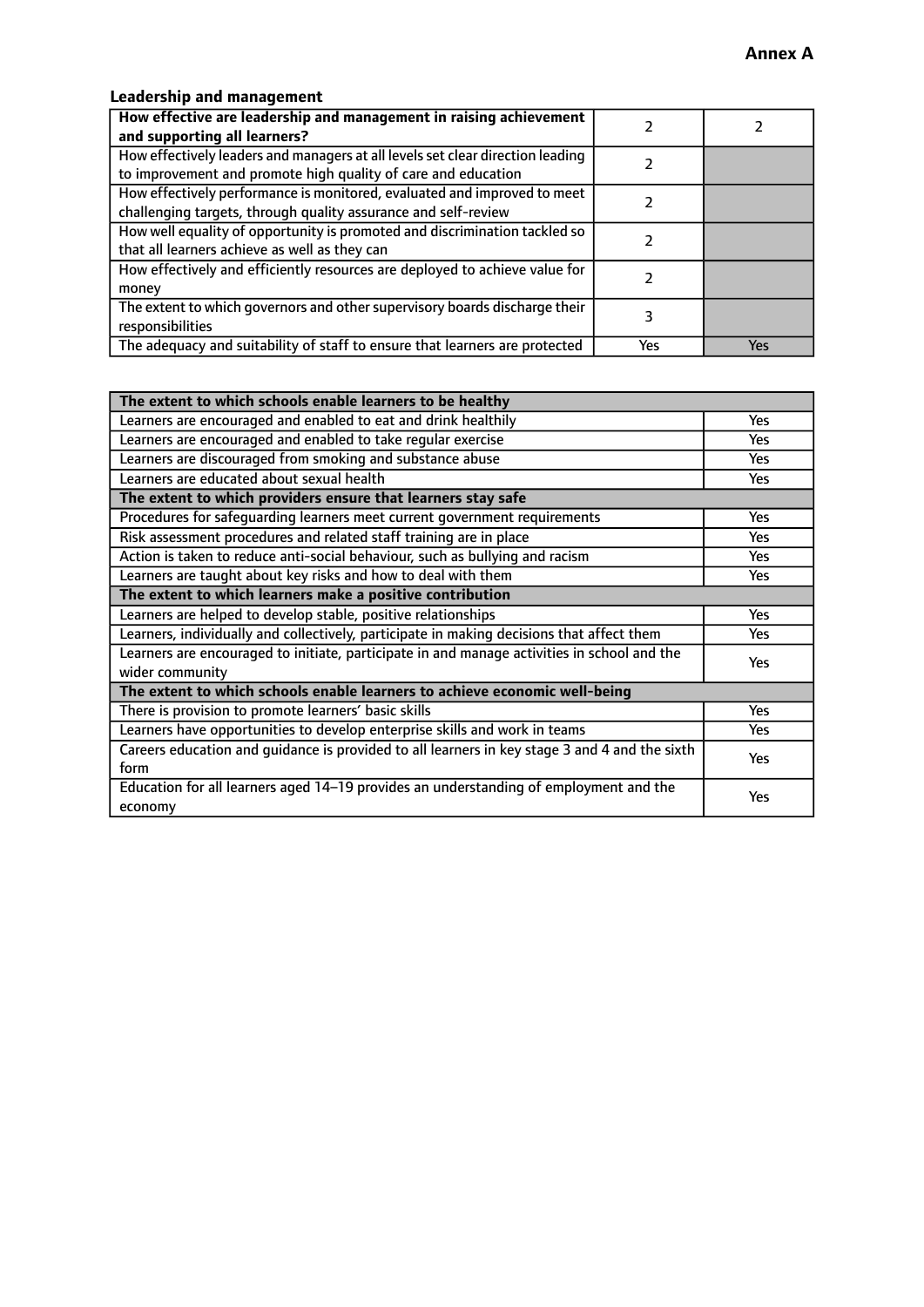**Annex A**

### Leadership and management

| How effective are leadership and management in raising achievement and supporting all learners? | 2 | 2 |
|---|---|---|
| How effectively leaders and managers at all levels set clear direction leading to improvement and promote high quality of care and education | 2 | |
| How effectively performance is monitored, evaluated and improved to meet challenging targets, through quality assurance and self-review | 2 | |
| How well equality of opportunity is promoted and discrimination tackled so that all learners achieve as well as they can | 2 | |
| How effectively and efficiently resources are deployed to achieve value for money | 2 | |
| The extent to which governors and other supervisory boards discharge their responsibilities | 3 | |
| The adequacy and suitability of staff to ensure that learners are protected | Yes | Yes |

| **The extent to which schools enable learners to be healthy** | |
|---|---|
| Learners are encouraged and enabled to eat and drink healthily | Yes |
| Learners are encouraged and enabled to take regular exercise | Yes |
| Learners are discouraged from smoking and substance abuse | Yes |
| Learners are educated about sexual health | Yes |
| **The extent to which providers ensure that learners stay safe** | |
| Procedures for safeguarding learners meet current government requirements | Yes |
| Risk assessment procedures and related staff training are in place | Yes |
| Action is taken to reduce anti-social behaviour, such as bullying and racism | Yes |
| Learners are taught about key risks and how to deal with them | Yes |
| **The extent to which learners make a positive contribution** | |
| Learners are helped to develop stable, positive relationships | Yes |
| Learners, individually and collectively, participate in making decisions that affect them | Yes |
| Learners are encouraged to initiate, participate in and manage activities in school and the wider community | Yes |
| **The extent to which schools enable learners to achieve economic well-being** | |
| There is provision to promote learners' basic skills | Yes |
| Learners have opportunities to develop enterprise skills and work in teams | Yes |
| Careers education and guidance is provided to all learners in key stage 3 and 4 and the sixth form | Yes |
| Education for all learners aged 14–19 provides an understanding of employment and the economy | Yes |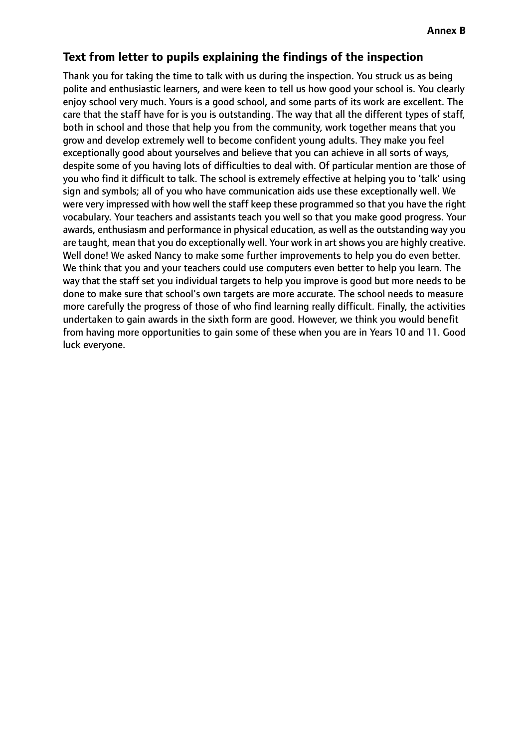## Text from letter to pupils explaining the findings of the inspection

Thank you for taking the time to talk with us during the inspection. You struck us as being polite and enthusiastic learners, and were keen to tell us how good your school is. You clearly enjoy school very much. Yours is a good school, and some parts of its work are excellent. The care that the staff have for is you is outstanding. The way that all the different types of staff, both in school and those that help you from the community, work together means that you grow and develop extremely well to become confident young adults. They make you feel exceptionally good about yourselves and believe that you can achieve in all sorts of ways, despite some of you having lots of difficulties to deal with. Of particular mention are those of you who find it difficult to talk. The school is extremely effective at helping you to 'talk' using sign and symbols; all of you who have communication aids use these exceptionally well. We were very impressed with how well the staff keep these programmed so that you have the right vocabulary. Your teachers and assistants teach you well so that you make good progress. Your awards, enthusiasm and performance in physical education, as well as the outstanding way you are taught, mean that you do exceptionally well. Your work in art shows you are highly creative. Well done! We asked Nancy to make some further improvements to help you do even better. We think that you and your teachers could use computers even better to help you learn. The way that the staff set you individual targets to help you improve is good but more needs to be done to make sure that school's own targets are more accurate. The school needs to measure more carefully the progress of those of who find learning really difficult. Finally, the activities undertaken to gain awards in the sixth form are good. However, we think you would benefit from having more opportunities to gain some of these when you are in Years 10 and 11. Good luck everyone.